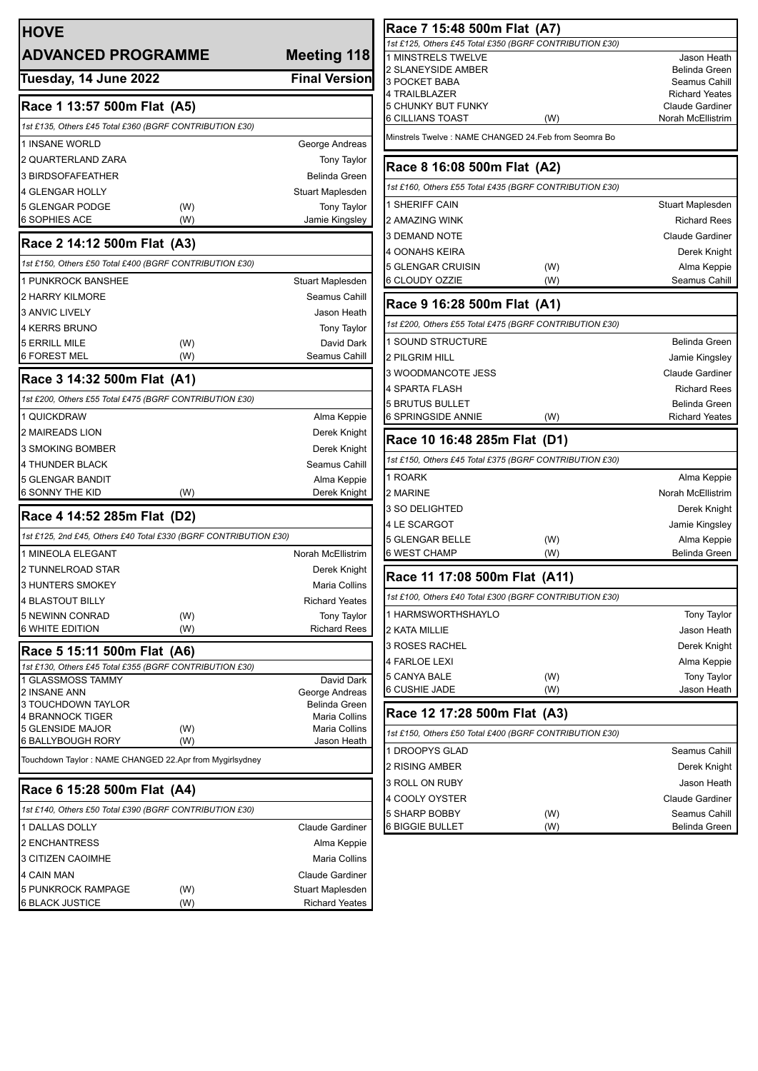# HOVE

## ADVANCED PROGRAMME — Meeting 118

**Tuesday, 14 June 2022** — **Final Version**

### Race 1 13:57 500m Flat (A5)

*1st £135, Others £45 Total £360 (BGRF CONTRIBUTION £30)*

| Trap | Greyhound | | Trainer |
|---|---|---|---|
| 1 | INSANE WORLD | | George Andreas |
| 2 | QUARTERLAND ZARA | | Tony Taylor |
| 3 | BIRDSOFAFEATHER | | Belinda Green |
| 4 | GLENGAR HOLLY | | Stuart Maplesden |
| 5 | GLENGAR PODGE | (W) | Tony Taylor |
| 6 | SOPHIES ACE | (W) | Jamie Kingsley |

### Race 2 14:12 500m Flat (A3)

*1st £150, Others £50 Total £400 (BGRF CONTRIBUTION £30)*

| Trap | Greyhound | | Trainer |
|---|---|---|---|
| 1 | PUNKROCK BANSHEE | | Stuart Maplesden |
| 2 | HARRY KILMORE | | Seamus Cahill |
| 3 | ANVIC LIVELY | | Jason Heath |
| 4 | KERRS BRUNO | | Tony Taylor |
| 5 | ERRILL MILE | (W) | David Dark |
| 6 | FOREST MEL | (W) | Seamus Cahill |

### Race 3 14:32 500m Flat (A1)

*1st £200, Others £55 Total £475 (BGRF CONTRIBUTION £30)*

| Trap | Greyhound | | Trainer |
|---|---|---|---|
| 1 | QUICKDRAW | | Alma Keppie |
| 2 | MAIREADS LION | | Derek Knight |
| 3 | SMOKING BOMBER | | Derek Knight |
| 4 | THUNDER BLACK | | Seamus Cahill |
| 5 | GLENGAR BANDIT | | Alma Keppie |
| 6 | SONNY THE KID | (W) | Derek Knight |

### Race 4 14:52 285m Flat (D2)

*1st £125, 2nd £45, Others £40 Total £330 (BGRF CONTRIBUTION £30)*

| Trap | Greyhound | | Trainer |
|---|---|---|---|
| 1 | MINEOLA ELEGANT | | Norah McEllistrim |
| 2 | TUNNELROAD STAR | | Derek Knight |
| 3 | HUNTERS SMOKEY | | Maria Collins |
| 4 | BLASTOUT BILLY | | Richard Yeates |
| 5 | NEWINN CONRAD | (W) | Tony Taylor |
| 6 | WHITE EDITION | (W) | Richard Rees |

### Race 5 15:11 500m Flat (A6)

*1st £130, Others £45 Total £355 (BGRF CONTRIBUTION £30)*

| Trap | Greyhound | | Trainer |
|---|---|---|---|
| 1 | GLASSMOSS TAMMY | | David Dark |
| 2 | INSANE ANN | | George Andreas |
| 3 | TOUCHDOWN TAYLOR | | Belinda Green |
| 4 | BRANNOCK TIGER | | Maria Collins |
| 5 | GLENSIDE MAJOR | (W) | Maria Collins |
| 6 | BALLYBOUGH RORY | (W) | Jason Heath |

Touchdown Taylor : NAME CHANGED 22.Apr from Mygirlsydney

### Race 6 15:28 500m Flat (A4)

*1st £140, Others £50 Total £390 (BGRF CONTRIBUTION £30)*

| Trap | Greyhound | | Trainer |
|---|---|---|---|
| 1 | DALLAS DOLLY | | Claude Gardiner |
| 2 | ENCHANTRESS | | Alma Keppie |
| 3 | CITIZEN CAOIMHE | | Maria Collins |
| 4 | CAIN MAN | | Claude Gardiner |
| 5 | PUNKROCK RAMPAGE | (W) | Stuart Maplesden |
| 6 | BLACK JUSTICE | (W) | Richard Yeates |

### Race 7 15:48 500m Flat (A7)

*1st £125, Others £45 Total £350 (BGRF CONTRIBUTION £30)*

| Trap | Greyhound | | Trainer |
|---|---|---|---|
| 1 | MINSTRELS TWELVE | | Jason Heath |
| 2 | SLANEYSIDE AMBER | | Belinda Green |
| 3 | POCKET BABA | | Seamus Cahill |
| 4 | TRAILBLAZER | | Richard Yeates |
| 5 | CHUNKY BUT FUNKY | | Claude Gardiner |
| 6 | CILLIANS TOAST | (W) | Norah McEllistrim |

Minstrels Twelve : NAME CHANGED 24.Feb from Seomra Bo

### Race 8 16:08 500m Flat (A2)

*1st £160, Others £55 Total £435 (BGRF CONTRIBUTION £30)*

| Trap | Greyhound | | Trainer |
|---|---|---|---|
| 1 | SHERIFF CAIN | | Stuart Maplesden |
| 2 | AMAZING WINK | | Richard Rees |
| 3 | DEMAND NOTE | | Claude Gardiner |
| 4 | OONAHS KEIRA | | Derek Knight |
| 5 | GLENGAR CRUISIN | (W) | Alma Keppie |
| 6 | CLOUDY OZZIE | (W) | Seamus Cahill |

### Race 9 16:28 500m Flat (A1)

*1st £200, Others £55 Total £475 (BGRF CONTRIBUTION £30)*

| Trap | Greyhound | | Trainer |
|---|---|---|---|
| 1 | SOUND STRUCTURE | | Belinda Green |
| 2 | PILGRIM HILL | | Jamie Kingsley |
| 3 | WOODMANCOTE JESS | | Claude Gardiner |
| 4 | SPARTA FLASH | | Richard Rees |
| 5 | BRUTUS BULLET | | Belinda Green |
| 6 | SPRINGSIDE ANNIE | (W) | Richard Yeates |

### Race 10 16:48 285m Flat (D1)

*1st £150, Others £45 Total £375 (BGRF CONTRIBUTION £30)*

| Trap | Greyhound | | Trainer |
|---|---|---|---|
| 1 | ROARK | | Alma Keppie |
| 2 | MARINE | | Norah McEllistrim |
| 3 | SO DELIGHTED | | Derek Knight |
| 4 | LE SCARGOT | | Jamie Kingsley |
| 5 | GLENGAR BELLE | (W) | Alma Keppie |
| 6 | WEST CHAMP | (W) | Belinda Green |

### Race 11 17:08 500m Flat (A11)

*1st £100, Others £40 Total £300 (BGRF CONTRIBUTION £30)*

| Trap | Greyhound | | Trainer |
|---|---|---|---|
| 1 | HARMSWORTHSHAYLO | | Tony Taylor |
| 2 | KATA MILLIE | | Jason Heath |
| 3 | ROSES RACHEL | | Derek Knight |
| 4 | FARLOE LEXI | | Alma Keppie |
| 5 | CANYA BALE | (W) | Tony Taylor |
| 6 | CUSHIE JADE | (W) | Jason Heath |

### Race 12 17:28 500m Flat (A3)

*1st £150, Others £50 Total £400 (BGRF CONTRIBUTION £30)*

| Trap | Greyhound | | Trainer |
|---|---|---|---|
| 1 | DROOPYS GLAD | | Seamus Cahill |
| 2 | RISING AMBER | | Derek Knight |
| 3 | ROLL ON RUBY | | Jason Heath |
| 4 | COOLY OYSTER | | Claude Gardiner |
| 5 | SHARP BOBBY | (W) | Seamus Cahill |
| 6 | BIGGIE BULLET | (W) | Belinda Green |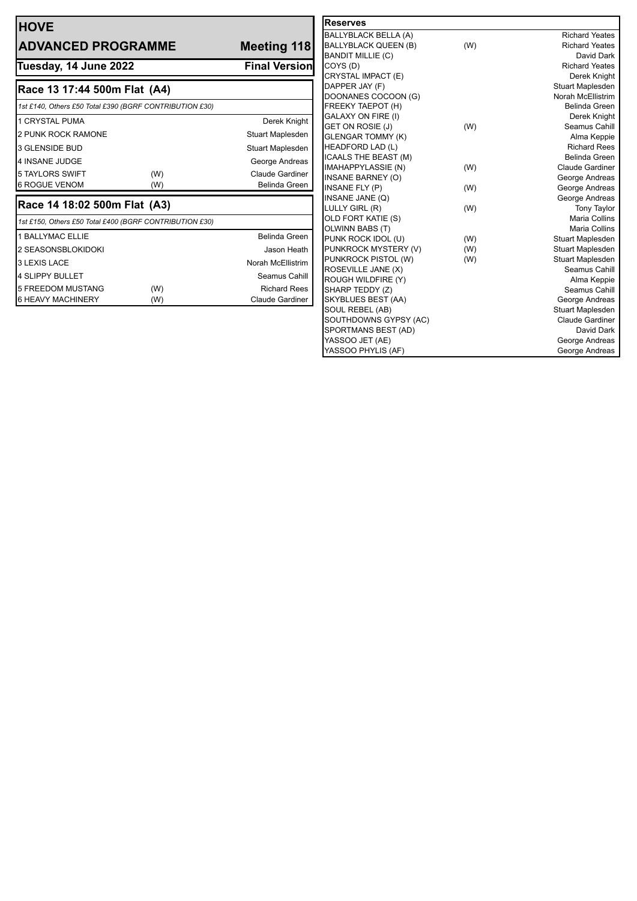# HOVE

## ADVANCED PROGRAMME — Meeting 118

**Tuesday, 14 June 2022 — Final Version**

### Race 13 17:44 500m Flat (A4)

*1st £140, Others £50 Total £390 (BGRF CONTRIBUTION £30)*

| | | |
|---|---|---|
| 1 CRYSTAL PUMA | | Derek Knight |
| 2 PUNK ROCK RAMONE | | Stuart Maplesden |
| 3 GLENSIDE BUD | | Stuart Maplesden |
| 4 INSANE JUDGE | | George Andreas |
| 5 TAYLORS SWIFT | (W) | Claude Gardiner |
| 6 ROGUE VENOM | (W) | Belinda Green |

### Race 14 18:02 500m Flat (A3)

*1st £150, Others £50 Total £400 (BGRF CONTRIBUTION £30)*

| | | |
|---|---|---|
| 1 BALLYMAC ELLIE | | Belinda Green |
| 2 SEASONSBLOKIDOKI | | Jason Heath |
| 3 LEXIS LACE | | Norah McEllistrim |
| 4 SLIPPY BULLET | | Seamus Cahill |
| 5 FREEDOM MUSTANG | (W) | Richard Rees |
| 6 HEAVY MACHINERY | (W) | Claude Gardiner |

### Reserves

| | | |
|---|---|---|
| BALLYBLACK BELLA (A) | | Richard Yeates |
| BALLYBLACK QUEEN (B) | (W) | Richard Yeates |
| BANDIT MILLIE (C) | | David Dark |
| COYS (D) | | Richard Yeates |
| CRYSTAL IMPACT (E) | | Derek Knight |
| DAPPER JAY (F) | | Stuart Maplesden |
| DOONANES COCOON (G) | | Norah McEllistrim |
| FREEKY TAEPOT (H) | | Belinda Green |
| GALAXY ON FIRE (I) | | Derek Knight |
| GET ON ROSIE (J) | (W) | Seamus Cahill |
| GLENGAR TOMMY (K) | | Alma Keppie |
| HEADFORD LAD (L) | | Richard Rees |
| ICAALS THE BEAST (M) | | Belinda Green |
| IMAHAPPYLASSIE (N) | (W) | Claude Gardiner |
| INSANE BARNEY (O) | | George Andreas |
| INSANE FLY (P) | (W) | George Andreas |
| INSANE JANE (Q) | | George Andreas |
| LULLY GIRL (R) | (W) | Tony Taylor |
| OLD FORT KATIE (S) | | Maria Collins |
| OLWINN BABS (T) | | Maria Collins |
| PUNK ROCK IDOL (U) | (W) | Stuart Maplesden |
| PUNKROCK MYSTERY (V) | (W) | Stuart Maplesden |
| PUNKROCK PISTOL (W) | (W) | Stuart Maplesden |
| ROSEVILLE JANE (X) | | Seamus Cahill |
| ROUGH WILDFIRE (Y) | | Alma Keppie |
| SHARP TEDDY (Z) | | Seamus Cahill |
| SKYBLUES BEST (AA) | | George Andreas |
| SOUL REBEL (AB) | | Stuart Maplesden |
| SOUTHDOWNS GYPSY (AC) | | Claude Gardiner |
| SPORTMANS BEST (AD) | | David Dark |
| YASSOO JET (AE) | | George Andreas |
| YASSOO PHYLIS (AF) | | George Andreas |